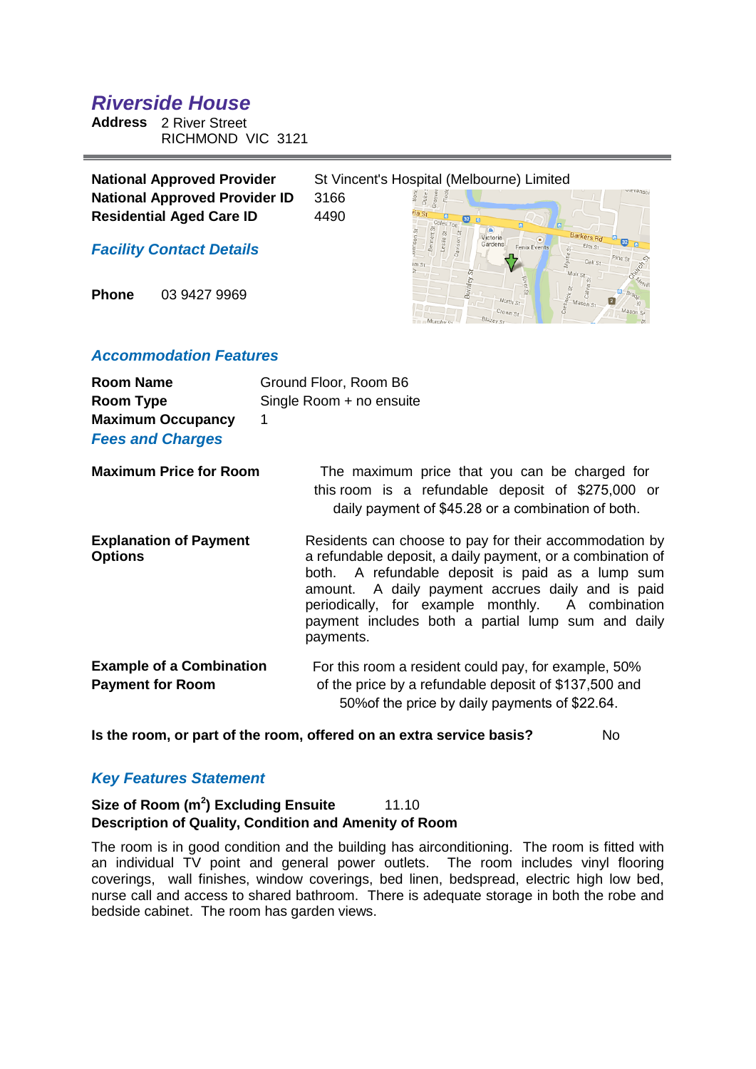# Riverside House

**Address** 2 River Street
RICHMOND VIC 3121

---

| | |
|---|---|
| **National Approved Provider** | St Vincent's Hospital (Melbourne) Limited |
| **National Approved Provider ID** | 3166 |
| **Residential Aged Care ID** | 4490 |

## Facility Contact Details

**Phone** 03 9427 9969

## Accommodation Features

| | |
|---|---|
| **Room Name** | Ground Floor, Room B6 |
| **Room Type** | Single Room + no ensuite |
| **Maximum Occupancy** | 1 |

## Fees and Charges

| | |
|---|---|
| **Maximum Price for Room** | The maximum price that you can be charged for this room is a refundable deposit of $275,000 or daily payment of $45.28 or a combination of both. |
| **Explanation of Payment Options** | Residents can choose to pay for their accommodation by a refundable deposit, a daily payment, or a combination of both. A refundable deposit is paid as a lump sum amount. A daily payment accrues daily and is paid periodically, for example monthly. A combination payment includes both a partial lump sum and daily payments. |
| **Example of a Combination Payment for Room** | For this room a resident could pay, for example, 50% of the price by a refundable deposit of $137,500 and 50%of the price by daily payments of $22.64. |

**Is the room, or part of the room, offered on an extra service basis?** No

## Key Features Statement

**Size of Room ($m^2$) Excluding Ensuite** 11.10

**Description of Quality, Condition and Amenity of Room**

The room is in good condition and the building has airconditioning. The room is fitted with an individual TV point and general power outlets. The room includes vinyl flooring coverings, wall finishes, window coverings, bed linen, bedspread, electric high low bed, nurse call and access to shared bathroom. There is adequate storage in both the robe and bedside cabinet. The room has garden views.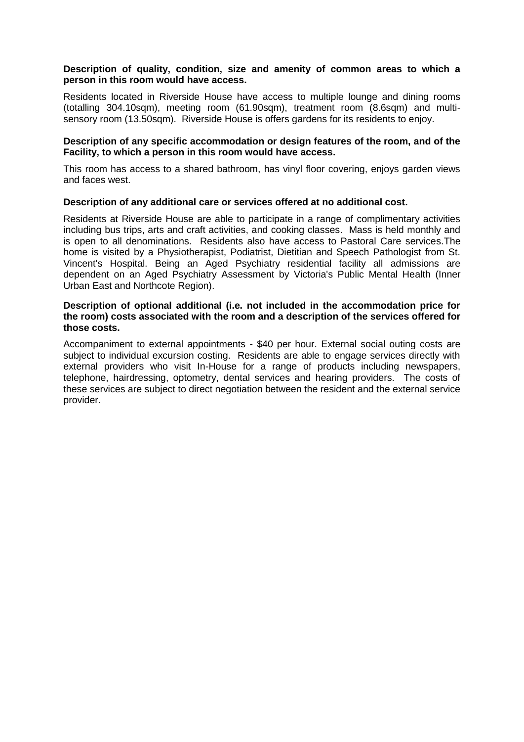**Description of quality, condition, size and amenity of common areas to which a person in this room would have access.**

Residents located in Riverside House have access to multiple lounge and dining rooms (totalling 304.10sqm), meeting room (61.90sqm), treatment room (8.6sqm) and multi-sensory room (13.50sqm). Riverside House is offers gardens for its residents to enjoy.

**Description of any specific accommodation or design features of the room, and of the Facility, to which a person in this room would have access.**

This room has access to a shared bathroom, has vinyl floor covering, enjoys garden views and faces west.

**Description of any additional care or services offered at no additional cost.**

Residents at Riverside House are able to participate in a range of complimentary activities including bus trips, arts and craft activities, and cooking classes. Mass is held monthly and is open to all denominations. Residents also have access to Pastoral Care services.The home is visited by a Physiotherapist, Podiatrist, Dietitian and Speech Pathologist from St. Vincent's Hospital. Being an Aged Psychiatry residential facility all admissions are dependent on an Aged Psychiatry Assessment by Victoria's Public Mental Health (Inner Urban East and Northcote Region).

**Description of optional additional (i.e. not included in the accommodation price for the room) costs associated with the room and a description of the services offered for those costs.**

Accompaniment to external appointments - $40 per hour. External social outing costs are subject to individual excursion costing. Residents are able to engage services directly with external providers who visit In-House for a range of products including newspapers, telephone, hairdressing, optometry, dental services and hearing providers. The costs of these services are subject to direct negotiation between the resident and the external service provider.